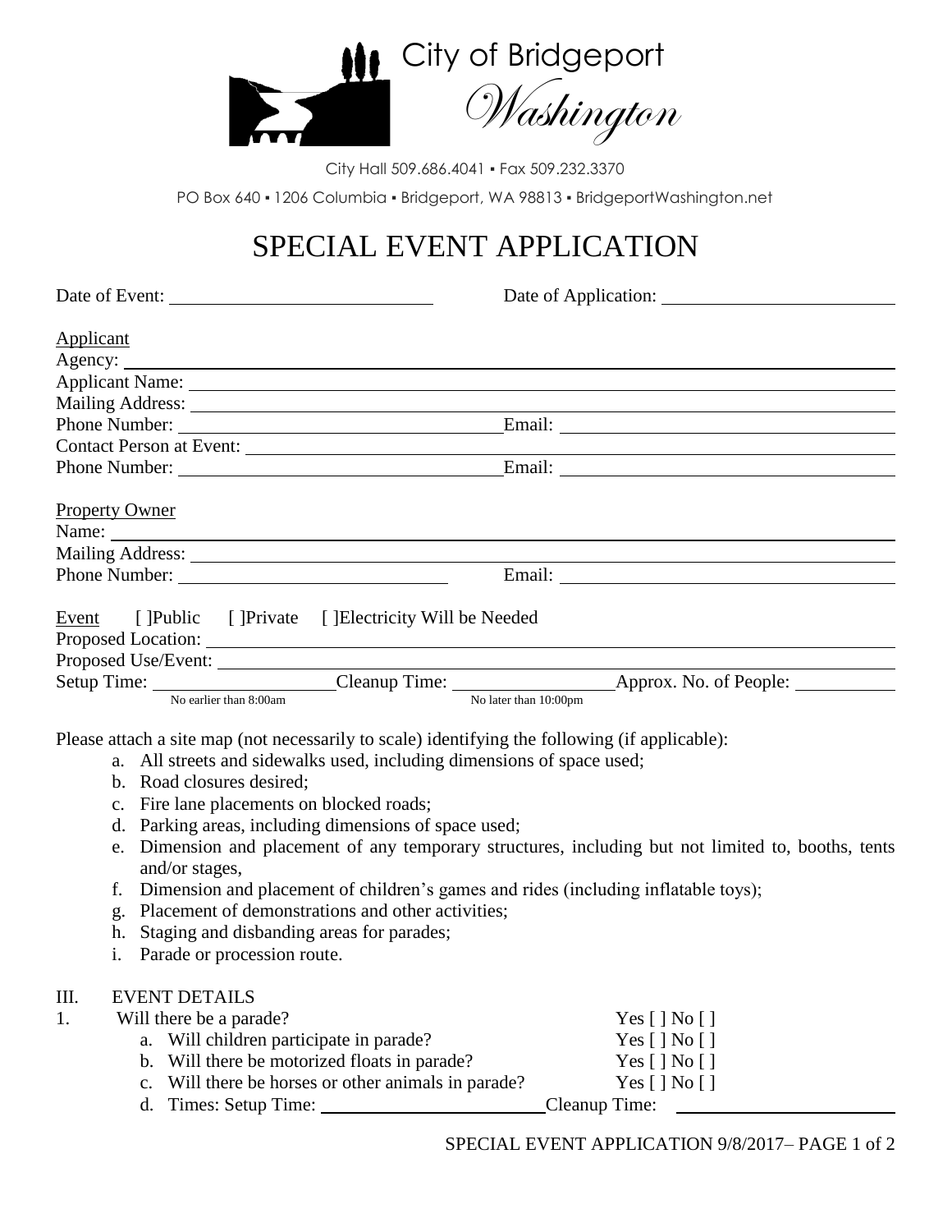City of Bridgeport
*Washington*

City Hall 509.686.4041 ▪ Fax 509.232.3370

PO Box 640 ▪ 1206 Columbia ▪ Bridgeport, WA 98813 ▪ BridgeportWashington.net

# SPECIAL EVENT APPLICATION

Date of Event: ______________________ Date of Application: ______________________

Applicant
Agency: ______________________
Applicant Name: ______________________
Mailing Address: ______________________
Phone Number: ______________________ Email: ______________________
Contact Person at Event: ______________________
Phone Number: ______________________ Email: ______________________

Property Owner
Name: ______________________
Mailing Address: ______________________
Phone Number: ______________________ Email: ______________________

Event [ ]Public [ ]Private [ ]Electricity Will be Needed
Proposed Location: ______________________
Proposed Use/Event: ______________________
Setup Time: ______________ (No earlier than 8:00am) Cleanup Time: ______________ (No later than 10:00pm) Approx. No. of People: __________

Please attach a site map (not necessarily to scale) identifying the following (if applicable):

a. All streets and sidewalks used, including dimensions of space used;
b. Road closures desired;
c. Fire lane placements on blocked roads;
d. Parking areas, including dimensions of space used;
e. Dimension and placement of any temporary structures, including but not limited to, booths, tents and/or stages,
f. Dimension and placement of children's games and rides (including inflatable toys);
g. Placement of demonstrations and other activities;
h. Staging and disbanding areas for parades;
i. Parade or procession route.

III. EVENT DETAILS

1. Will there be a parade? Yes [ ] No [ ]
   a. Will children participate in parade? Yes [ ] No [ ]
   b. Will there be motorized floats in parade? Yes [ ] No [ ]
   c. Will there be horses or other animals in parade? Yes [ ] No [ ]
   d. Times: Setup Time: ______________ Cleanup Time: ______________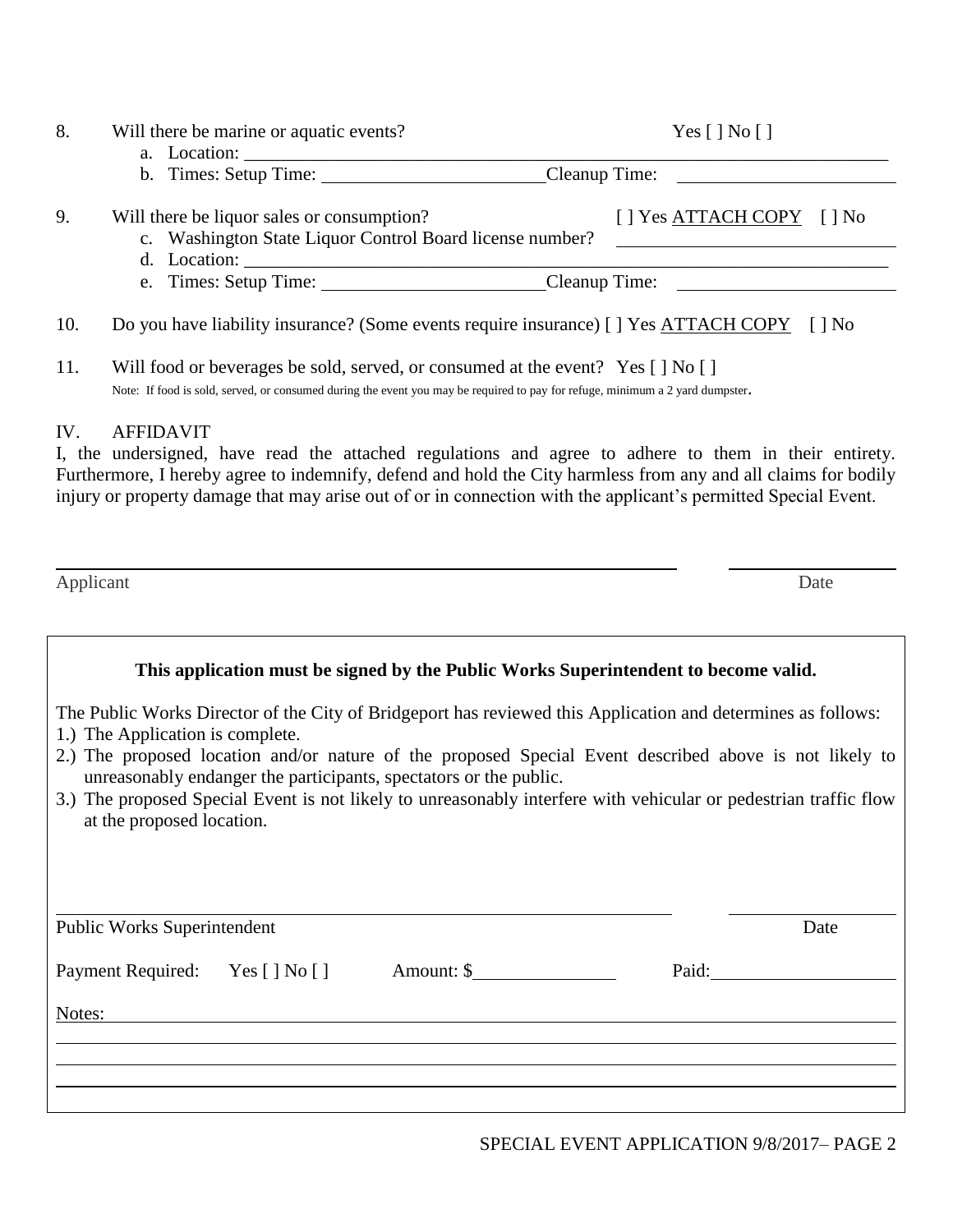8. Will there be marine or aquatic events? Yes [ ] No [ ]
   a. Location: ______________________________
   b. Times: Setup Time: ____________ Cleanup Time: ____________

9. Will there be liquor sales or consumption? [ ] Yes ATTACH COPY [ ] No
   c. Washington State Liquor Control Board license number? ____________
   d. Location: ______________________________
   e. Times: Setup Time: ____________ Cleanup Time: ____________

10. Do you have liability insurance? (Some events require insurance) [ ] Yes ATTACH COPY [ ] No

11. Will food or beverages be sold, served, or consumed at the event? Yes [ ] No [ ]
    Note: If food is sold, served, or consumed during the event you may be required to pay for refuge, minimum a 2 yard dumpster.

## IV. AFFIDAVIT

I, the undersigned, have read the attached regulations and agree to adhere to them in their entirety. Furthermore, I hereby agree to indemnify, defend and hold the City harmless from any and all claims for bodily injury or property damage that may arise out of or in connection with the applicant's permitted Special Event.

______________________________ ____________
Applicant Date

**This application must be signed by the Public Works Superintendent to become valid.**

The Public Works Director of the City of Bridgeport has reviewed this Application and determines as follows:

1.) The Application is complete.
2.) The proposed location and/or nature of the proposed Special Event described above is not likely to unreasonably endanger the participants, spectators or the public.
3.) The proposed Special Event is not likely to unreasonably interfere with vehicular or pedestrian traffic flow at the proposed location.

______________________________ ____________
Public Works Superintendent Date

Payment Required: Yes [ ] No [ ] Amount: $____________ Paid: ____________

Notes: ______________________________